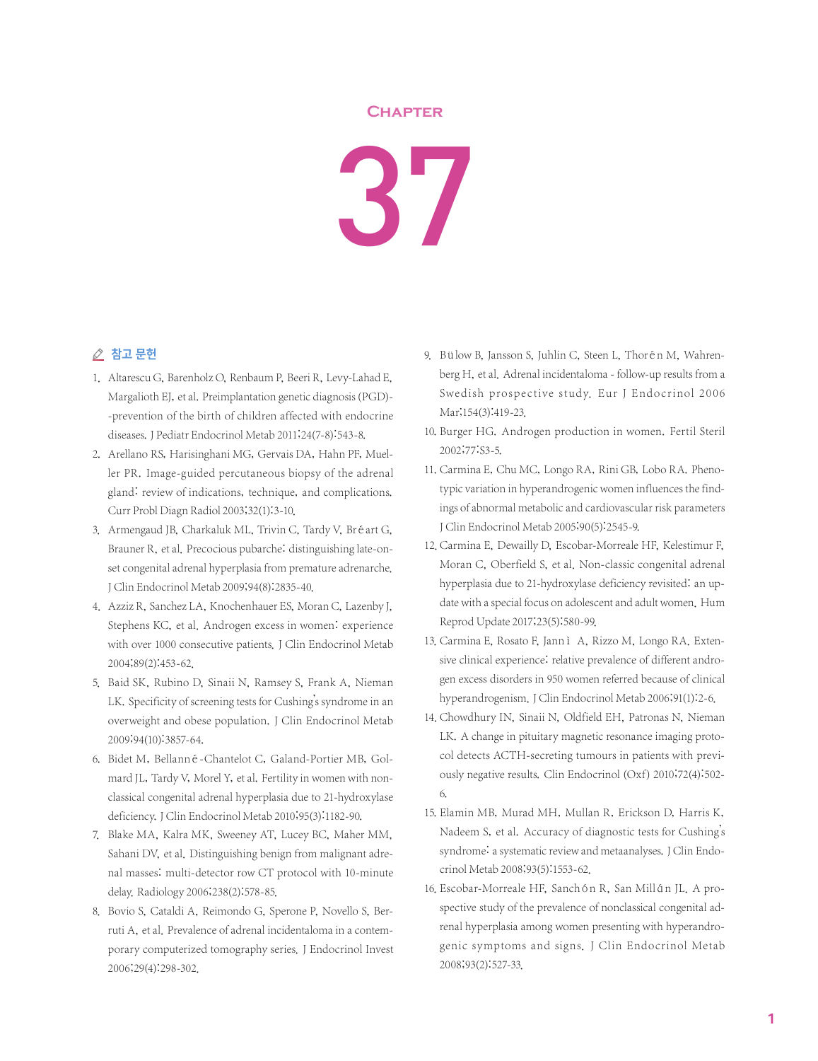# Chapter 37

## 참고 문헌

1. Altarescu G, Barenholz O, Renbaum P, Beeri R, Levy-Lahad E, Margalioth EJ, et al. Preimplantation genetic diagnosis (PGD)--prevention of the birth of children affected with endocrine diseases. J Pediatr Endocrinol Metab 2011;24(7-8):543-8.
2. Arellano RS, Harisinghani MG, Gervais DA, Hahn PF, Mueller PR. Image-guided percutaneous biopsy of the adrenal gland: review of indications, technique, and complications. Curr Probl Diagn Radiol 2003;32(1):3-10.
3. Armengaud JB, Charkaluk ML, Trivin C, Tardy V, Bréart G, Brauner R, et al. Precocious pubarche: distinguishing late-onset congenital adrenal hyperplasia from premature adrenarche. J Clin Endocrinol Metab 2009;94(8):2835-40.
4. Azziz R, Sanchez LA, Knochenhauer ES, Moran C, Lazenby J, Stephens KC, et al. Androgen excess in women: experience with over 1000 consecutive patients. J Clin Endocrinol Metab 2004;89(2):453-62.
5. Baid SK, Rubino D, Sinaii N, Ramsey S, Frank A, Nieman LK. Specificity of screening tests for Cushing's syndrome in an overweight and obese population. J Clin Endocrinol Metab 2009;94(10):3857-64.
6. Bidet M, Bellanné-Chantelot C, Galand-Portier MB, Golmard JL, Tardy V, Morel Y, et al. Fertility in women with nonclassical congenital adrenal hyperplasia due to 21-hydroxylase deficiency. J Clin Endocrinol Metab 2010;95(3):1182-90.
7. Blake MA, Kalra MK, Sweeney AT, Lucey BC, Maher MM, Sahani DV, et al. Distinguishing benign from malignant adrenal masses: multi-detector row CT protocol with 10-minute delay. Radiology 2006;238(2):578-85.
8. Bovio S, Cataldi A, Reimondo G, Sperone P, Novello S, Berruti A, et al. Prevalence of adrenal incidentaloma in a contemporary computerized tomography series. J Endocrinol Invest 2006;29(4):298-302.
9. Bülow B, Jansson S, Juhlin C, Steen L, Thorén M, Wahrenberg H, et al. Adrenal incidentaloma - follow-up results from a Swedish prospective study. Eur J Endocrinol 2006 Mar;154(3):419-23.
10. Burger HG. Androgen production in women. Fertil Steril 2002;77:S3-5.
11. Carmina E, Chu MC, Longo RA, Rini GB, Lobo RA. Phenotypic variation in hyperandrogenic women influences the findings of abnormal metabolic and cardiovascular risk parameters J Clin Endocrinol Metab 2005;90(5):2545-9.
12. Carmina E, Dewailly D, Escobar-Morreale HF, Kelestimur F, Moran C, Oberfield S, et al. Non-classic congenital adrenal hyperplasia due to 21-hydroxylase deficiency revisited: an update with a special focus on adolescent and adult women. Hum Reprod Update 2017;23(5):580-99.
13. Carmina E, Rosato F, Jannì A, Rizzo M, Longo RA. Extensive clinical experience: relative prevalence of different androgen excess disorders in 950 women referred because of clinical hyperandrogenism. J Clin Endocrinol Metab 2006;91(1):2-6.
14. Chowdhury IN, Sinaii N, Oldfield EH, Patronas N, Nieman LK. A change in pituitary magnetic resonance imaging protocol detects ACTH-secreting tumours in patients with previously negative results. Clin Endocrinol (Oxf) 2010;72(4):502-6.
15. Elamin MB, Murad MH, Mullan R, Erickson D, Harris K, Nadeem S, et al. Accuracy of diagnostic tests for Cushing's syndrome: a systematic review and metaanalyses. J Clin Endocrinol Metab 2008;93(5):1553-62.
16. Escobar-Morreale HF, Sanchón R, San Millán JL. A prospective study of the prevalence of nonclassical congenital adrenal hyperplasia among women presenting with hyperandrogenic symptoms and signs. J Clin Endocrinol Metab 2008;93(2):527-33.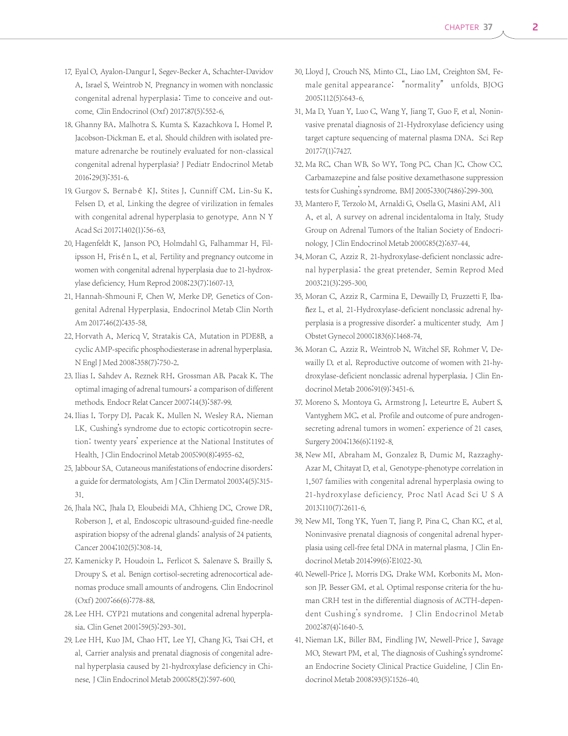17. Eyal O, Ayalon-Dangur I, Segev-Becker A, Schachter-Davidov A, Israel S, Weintrob N. Pregnancy in women with nonclassic congenital adrenal hyperplasia: Time to conceive and outcome. Clin Endocrinol (Oxf) 2017;87(5):552-6.
18. Ghanny BA, Malhotra S, Kumta S, Kazachkova I, Homel P, Jacobson-Dickman E, et al. Should children with isolated premature adrenarche be routinely evaluated for non-classical congenital adrenal hyperplasia? J Pediatr Endocrinol Metab 2016;29(3):351-6.
19. Gurgov S, Bernabé KJ, Stites J, Cunniff CM, Lin-Su K, Felsen D, et al. Linking the degree of virilization in females with congenital adrenal hyperplasia to genotype. Ann N Y Acad Sci 2017;1402(1):56-63.
20. Hagenfeldt K, Janson PO, Holmdahl G, Falhammar H, Filipsson H, Frisén L, et al. Fertility and pregnancy outcome in women with congenital adrenal hyperplasia due to 21-hydroxylase deficiency. Hum Reprod 2008;23(7):1607-13.
21. Hannah-Shmouni F, Chen W, Merke DP. Genetics of Congenital Adrenal Hyperplasia. Endocrinol Metab Clin North Am 2017;46(2):435-58.
22. Horvath A, Mericq V, Stratakis CA. Mutation in PDE8B, a cyclic AMP-specific phosphodiesterase in adrenal hyperplasia. N Engl J Med 2008;358(7):750-2.
23. Ilias I, Sahdev A, Reznek RH, Grossman AB, Pacak K. The optimal imaging of adrenal tumours: a comparison of different methods. Endocr Relat Cancer 2007;14(3):587-99.
24. Ilias I, Torpy DJ, Pacak K, Mullen N, Wesley RA, Nieman LK. Cushing's syndrome due to ectopic corticotropin secretion: twenty years' experience at the National Institutes of Health. J Clin Endocrinol Metab 2005;90(8):4955-62.
25. Jabbour SA. Cutaneous manifestations of endocrine disorders: a guide for dermatologists. Am J Clin Dermatol 2003;4(5):315-31.
26. Jhala NC, Jhala D, Eloubeidi MA, Chhieng DC, Crowe DR, Roberson J, et al. Endoscopic ultrasound-guided fine-needle aspiration biopsy of the adrenal glands: analysis of 24 patients. Cancer 2004;102(5):308-14.
27. Kamenicky P, Houdoin L, Ferlicot S, Salenave S, Brailly S, Droupy S, et al. Benign cortisol-secreting adrenocortical adenomas produce small amounts of androgens. Clin Endocrinol (Oxf) 2007;66(6):778-88.
28. Lee HH. CYP21 mutations and congenital adrenal hyperplasia. Clin Genet 2001;59(5):293-301.
29. Lee HH, Kuo JM, Chao HT, Lee YJ, Chang JG, Tsai CH, et al. Carrier analysis and prenatal diagnosis of congenital adrenal hyperplasia caused by 21-hydroxylase deficiency in Chinese. J Clin Endocrinol Metab 2000;85(2):597-600.
30. Lloyd J, Crouch NS, Minto CL, Liao LM, Creighton SM. Female genital appearance: "normality" unfolds. BJOG 2005;112(5):643-6.
31. Ma D, Yuan Y, Luo C, Wang Y, Jiang T, Guo F, et al. Noninvasive prenatal diagnosis of 21-Hydroxylase deficiency using target capture sequencing of maternal plasma DNA. Sci Rep 2017;7(1):7427.
32. Ma RC, Chan WB, So WY, Tong PC, Chan JC, Chow CC. Carbamazepine and false positive dexamethasone suppression tests for Cushing's syndrome. BMJ 2005;330(7486):299-300.
33. Mantero F, Terzolo M, Arnaldi G, Osella G, Masini AM, Alì A, et al. A survey on adrenal incidentaloma in Italy. Study Group on Adrenal Tumors of the Italian Society of Endocrinology. J Clin Endocrinol Metab 2000;85(2):637-44.
34. Moran C, Azziz R. 21-hydroxylase-deficient nonclassic adrenal hyperplasia: the great pretender. Semin Reprod Med 2003;21(3):295-300.
35. Moran C, Azziz R, Carmina E, Dewailly D, Fruzzetti F, Ibañez L, et al. 21-Hydroxylase-deficient nonclassic adrenal hyperplasia is a progressive disorder: a multicenter study. Am J Obstet Gynecol 2000;183(6):1468-74.
36. Moran C, Azziz R, Weintrob N, Witchel SF, Rohmer V, Dewailly D, et al. Reproductive outcome of women with 21-hydroxylase-deficient nonclassic adrenal hyperplasia. J Clin Endocrinol Metab 2006;91(9):3451-6.
37. Moreno S, Montoya G, Armstrong J, Leteurtre E, Aubert S, Vantyghem MC, et al. Profile and outcome of pure androgen-secreting adrenal tumors in women: experience of 21 cases. Surgery 2004;136(6):1192-8.
38. New MI, Abraham M, Gonzalez B, Dumic M, Razzaghy-Azar M, Chitayat D, et al. Genotype-phenotype correlation in 1,507 families with congenital adrenal hyperplasia owing to 21-hydroxylase deficiency. Proc Natl Acad Sci U S A 2013;110(7):2611-6.
39. New MI, Tong YK, Yuen T, Jiang P, Pina C, Chan KC, et al. Noninvasive prenatal diagnosis of congenital adrenal hyperplasia using cell-free fetal DNA in maternal plasma. J Clin Endocrinol Metab 2014;99(6):E1022-30.
40. Newell-Price J, Morris DG, Drake WM, Korbonits M, Monson JP, Besser GM, et al. Optimal response criteria for the human CRH test in the differential diagnosis of ACTH-dependent Cushing's syndrome. J Clin Endocrinol Metab 2002;87(4):1640-5.
41. Nieman LK, Biller BM, Findling JW, Newell-Price J, Savage MO, Stewart PM, et al. The diagnosis of Cushing's syndrome: an Endocrine Society Clinical Practice Guideline. J Clin Endocrinol Metab 2008;93(5):1526-40.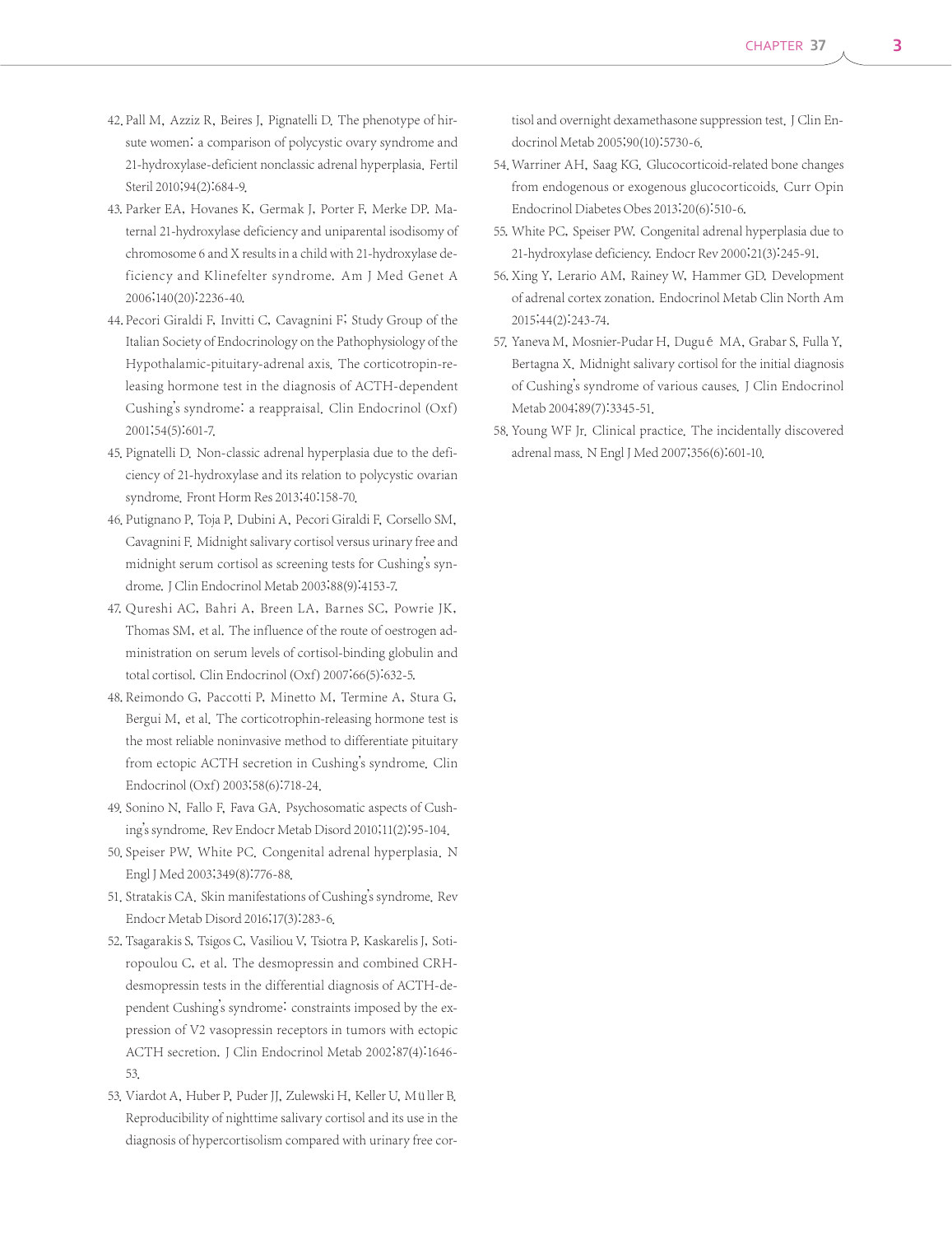42. Pall M, Azziz R, Beires J, Pignatelli D. The phenotype of hirsute women: a comparison of polycystic ovary syndrome and 21-hydroxylase-deficient nonclassic adrenal hyperplasia. Fertil Steril 2010;94(2):684-9.
43. Parker EA, Hovanes K, Germak J, Porter F, Merke DP. Maternal 21-hydroxylase deficiency and uniparental isodisomy of chromosome 6 and X results in a child with 21-hydroxylase deficiency and Klinefelter syndrome. Am J Med Genet A 2006;140(20):2236-40.
44. Pecori Giraldi F, Invitti C, Cavagnini F; Study Group of the Italian Society of Endocrinology on the Pathophysiology of the Hypothalamic-pituitary-adrenal axis. The corticotropin-releasing hormone test in the diagnosis of ACTH-dependent Cushing's syndrome: a reappraisal. Clin Endocrinol (Oxf) 2001;54(5):601-7.
45. Pignatelli D. Non-classic adrenal hyperplasia due to the deficiency of 21-hydroxylase and its relation to polycystic ovarian syndrome. Front Horm Res 2013;40:158-70.
46. Putignano P, Toja P, Dubini A, Pecori Giraldi F, Corsello SM, Cavagnini F. Midnight salivary cortisol versus urinary free and midnight serum cortisol as screening tests for Cushing's syndrome. J Clin Endocrinol Metab 2003;88(9):4153-7.
47. Qureshi AC, Bahri A, Breen LA, Barnes SC, Powrie JK, Thomas SM, et al. The influence of the route of oestrogen administration on serum levels of cortisol-binding globulin and total cortisol. Clin Endocrinol (Oxf) 2007;66(5):632-5.
48. Reimondo G, Paccotti P, Minetto M, Termine A, Stura G, Bergui M, et al. The corticotrophin-releasing hormone test is the most reliable noninvasive method to differentiate pituitary from ectopic ACTH secretion in Cushing's syndrome. Clin Endocrinol (Oxf) 2003;58(6):718-24.
49. Sonino N, Fallo F, Fava GA. Psychosomatic aspects of Cushing's syndrome. Rev Endocr Metab Disord 2010;11(2):95-104.
50. Speiser PW, White PC. Congenital adrenal hyperplasia. N Engl J Med 2003;349(8):776-88.
51. Stratakis CA. Skin manifestations of Cushing's syndrome. Rev Endocr Metab Disord 2016;17(3):283-6.
52. Tsagarakis S, Tsigos C, Vasiliou V, Tsiotra P, Kaskarelis J, Sotiropoulou C, et al. The desmopressin and combined CRH-desmopressin tests in the differential diagnosis of ACTH-dependent Cushing's syndrome: constraints imposed by the expression of V2 vasopressin receptors in tumors with ectopic ACTH secretion. J Clin Endocrinol Metab 2002;87(4):1646-53.
53. Viardot A, Huber P, Puder JJ, Zulewski H, Keller U, Müller B. Reproducibility of nighttime salivary cortisol and its use in the diagnosis of hypercortisolism compared with urinary free cortisol and overnight dexamethasone suppression test. J Clin Endocrinol Metab 2005;90(10):5730-6.
54. Warriner AH, Saag KG. Glucocorticoid-related bone changes from endogenous or exogenous glucocorticoids. Curr Opin Endocrinol Diabetes Obes 2013;20(6):510-6.
55. White PC, Speiser PW. Congenital adrenal hyperplasia due to 21-hydroxylase deficiency. Endocr Rev 2000;21(3):245-91.
56. Xing Y, Lerario AM, Rainey W, Hammer GD. Development of adrenal cortex zonation. Endocrinol Metab Clin North Am 2015;44(2):243-74.
57. Yaneva M, Mosnier-Pudar H, Dugué MA, Grabar S, Fulla Y, Bertagna X. Midnight salivary cortisol for the initial diagnosis of Cushing's syndrome of various causes. J Clin Endocrinol Metab 2004;89(7):3345-51.
58. Young WF Jr. Clinical practice. The incidentally discovered adrenal mass. N Engl J Med 2007;356(6):601-10.